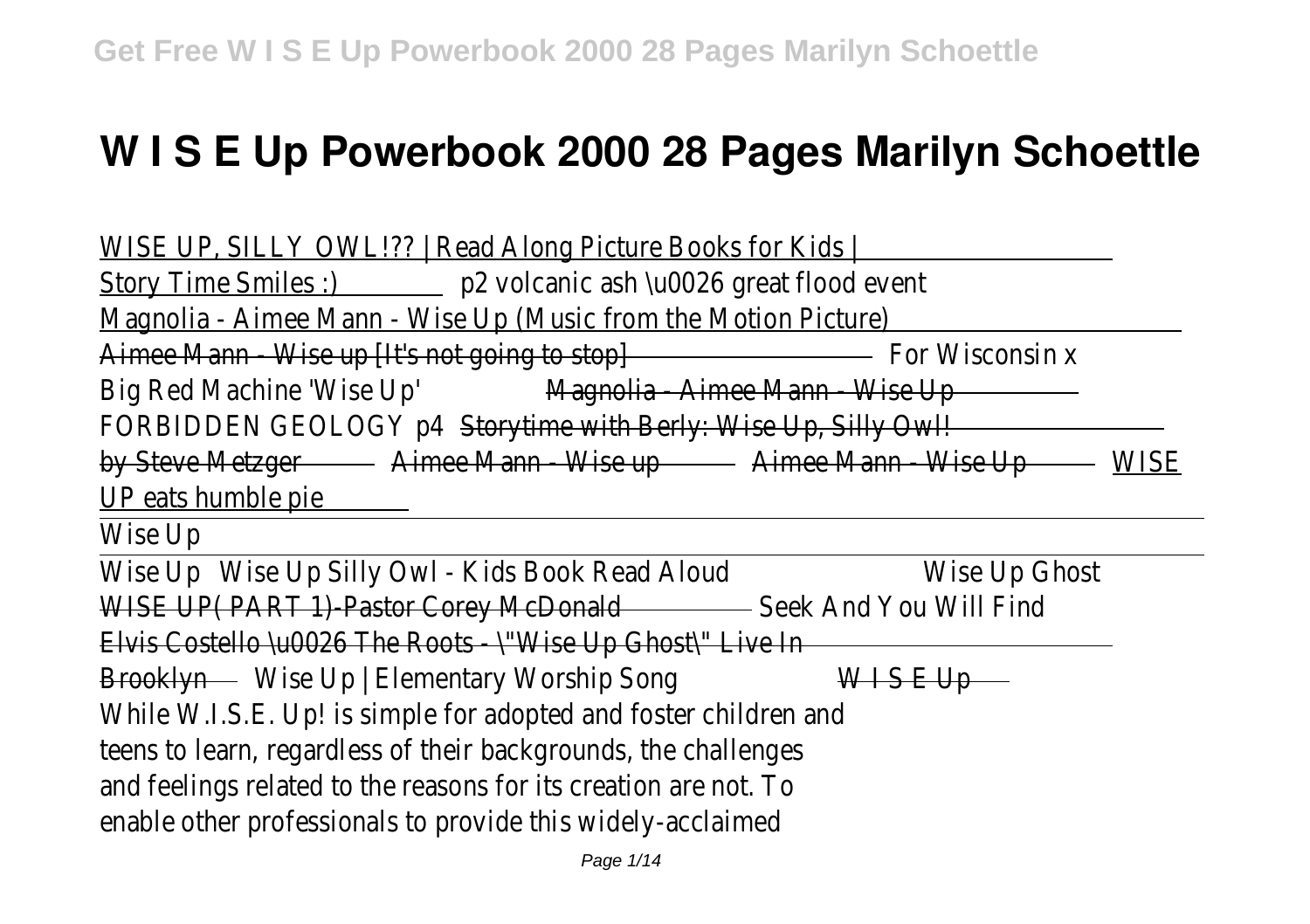# W I S E Up Powerbook 2000 28 Pages Marilyn Schoettle

WISE UP, SILLY OWL!?? | Read Along Picture Books for Kids | Story Time Smiles :) p2 volcanic ash \u0026 great flood event Magnolia - Aimee Mann - Wise Up (Music from the Motion Picture) Aimee Mann - Wise up [It's not going to stop] For Wisconsin x Big Red Machine 'Wise Up' Magnolia - Aimee Mann - Wise Up FORBIDDEN GEOLOGY p4 Storytime with Berly: Wise Up, Silly Owl! by Steve Metzger Aimee Mann - Wise up Aimee Mann - Wise Up WISE UP eats humble pie

Wise Up

Wise Up Wise Up Silly Owl - Kids Book Read Aloud Wise Up Ghost WISE UP( PART 1)-Pastor Corey McDonald Seek And You Will Find Elvis Costello \u0026 The Roots - \"Wise Up Ghost\" Live In Brooklyn Wise Up | Elementary Worship Song W I S E Up

While W.I.S.E. Up! is simple for adopted and foster children and teens to learn, regardless of their backgrounds, the challenges and feelings related to the reasons for its creation are not. To enable other professionals to provide this widely-acclaimed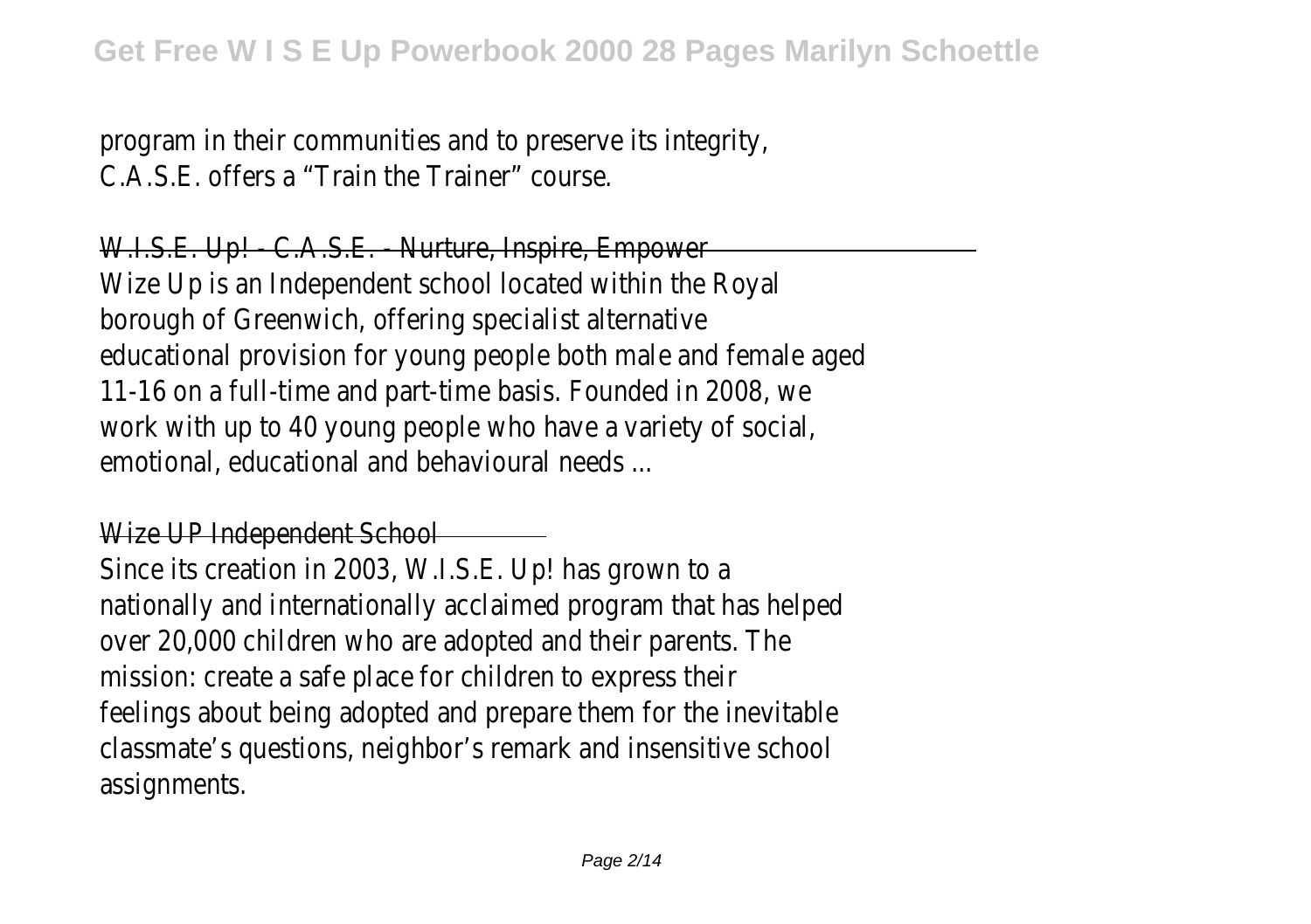program in their communities and to preserve its integrity, C.A.S.E. offers a "Train the Trainer" course.

W.I.S.E. Up! - C.A.S.E. - Nurture, Inspire, Empower

Wize Up is an Independent school located within the Royal borough of Greenwich, offering specialist alternative educational provision for young people both male and female aged 11-16 on a full-time and part-time basis. Founded in 2008, we work with up to 40 young people who have a variety of social, emotional, educational and behavioural needs ...

Wize UP Independent School

Since its creation in 2003, W.I.S.E. Up! has grown to a nationally and internationally acclaimed program that has helped over 20,000 children who are adopted and their parents. The mission: create a safe place for children to express their feelings about being adopted and prepare them for the inevitable classmate's questions, neighbor's remark and insensitive school assignments.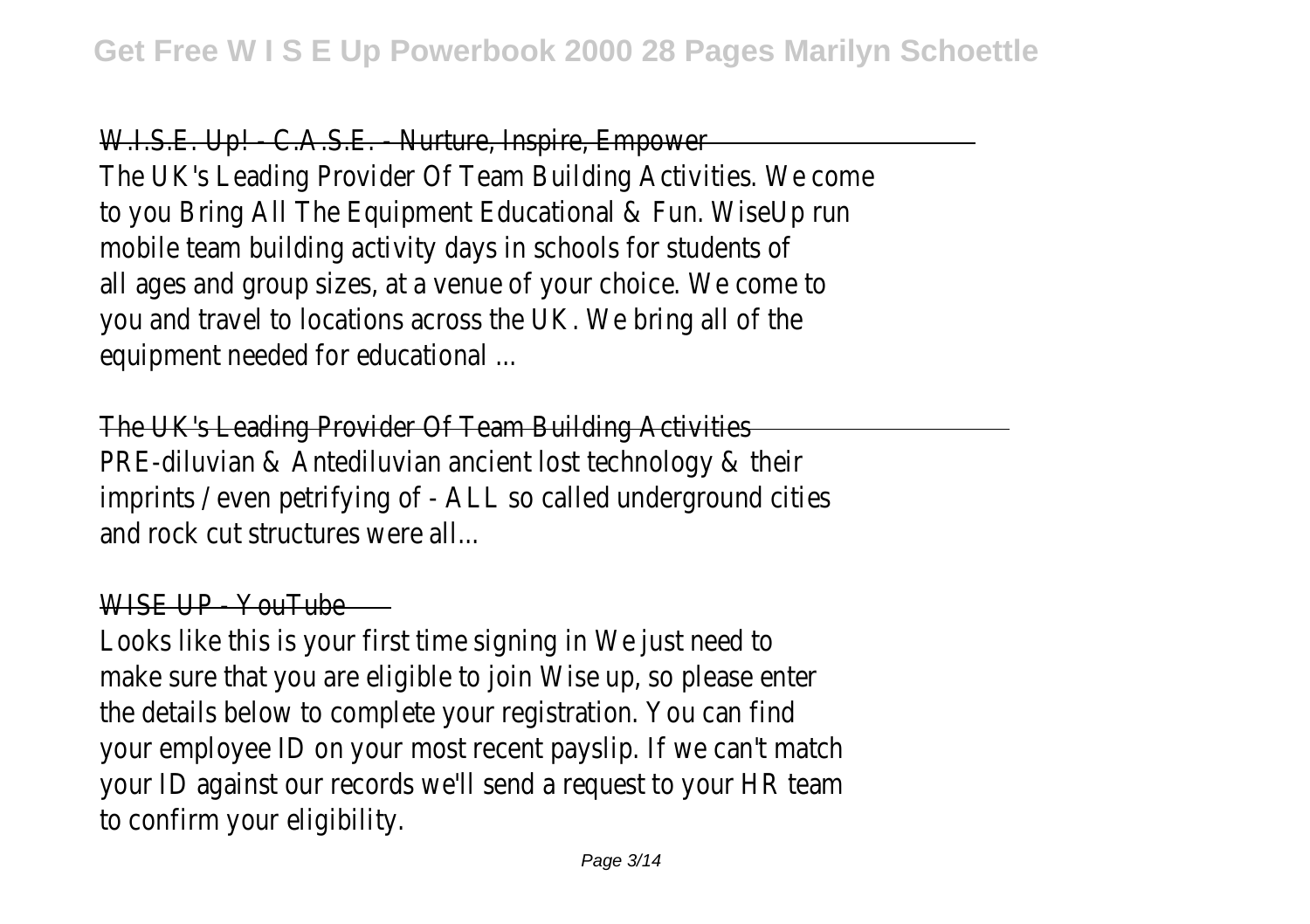W.I.S.E. Up! - C.A.S.E. - Nurture, Inspire, Empower

The UK's Leading Provider Of Team Building Activities. We come to you Bring All The Equipment Educational & Fun. WiseUp run mobile team building activity days in schools for students of all ages and group sizes, at a venue of your choice. We come to you and travel to locations across the UK. We bring all of the equipment needed for educational ...

The UK's Leading Provider Of Team Building Activities

PRE-diluvian & Antediluvian ancient lost technology & their imprints / even petrifying of - ALL so called underground cities and rock cut structures were all...

WISE UP - YouTube

Looks like this is your first time signing in We just need to make sure that you are eligible to join Wise up, so please enter the details below to complete your registration. You can find your employee ID on your most recent payslip. If we can't match your ID against our records we'll send a request to your HR team to confirm your eligibility.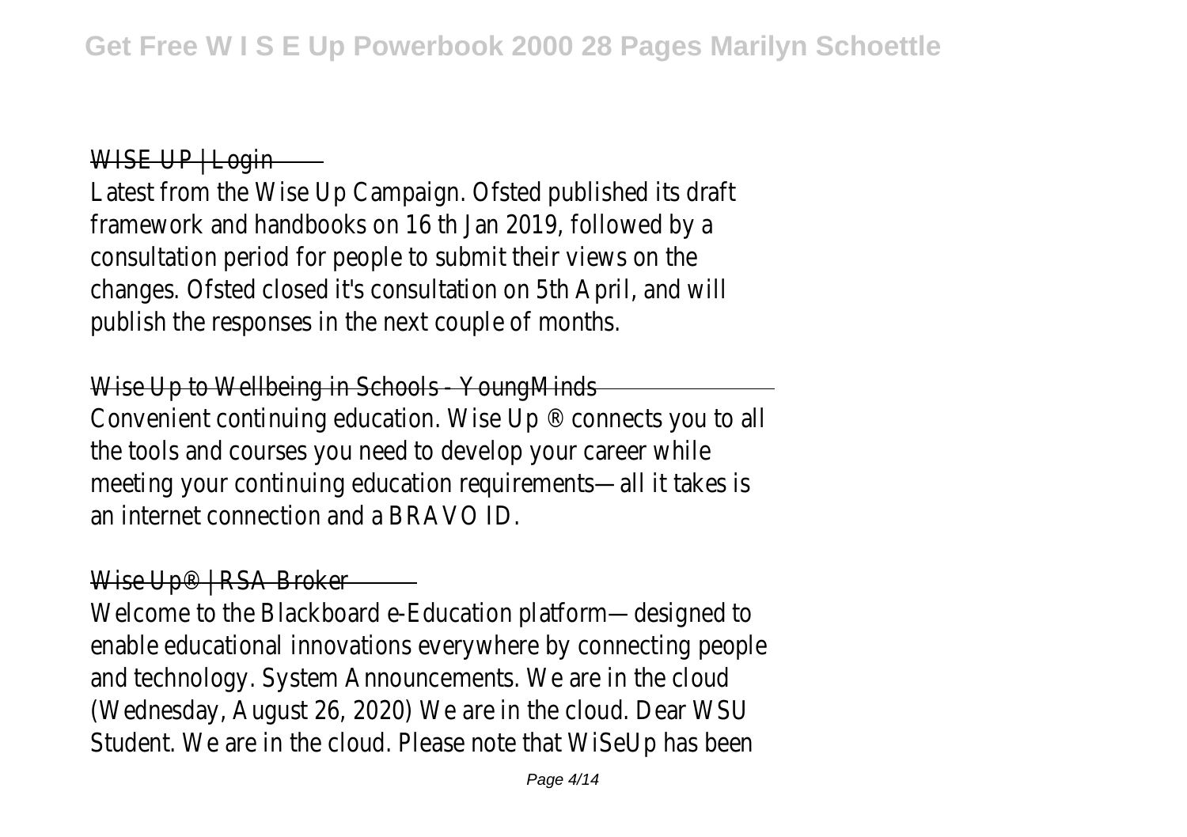WISE UP | Login

Latest from the Wise Up Campaign. Ofsted published its draft framework and handbooks on 16 th Jan 2019, followed by a consultation period for people to submit their views on the changes. Ofsted closed it's consultation on 5th April, and will publish the responses in the next couple of months.

Wise Up to Wellbeing in Schools - YoungMinds

Convenient continuing education. Wise Up ® connects you to all the tools and courses you need to develop your career while meeting your continuing education requirements—all it takes is an internet connection and a BRAVO ID.

Wise Up® | RSA Broker

Welcome to the Blackboard e-Education platform—designed to enable educational innovations everywhere by connecting people and technology. System Announcements. We are in the cloud (Wednesday, August 26, 2020) We are in the cloud. Dear WSU Student. We are in the cloud. Please note that WiSeUp has been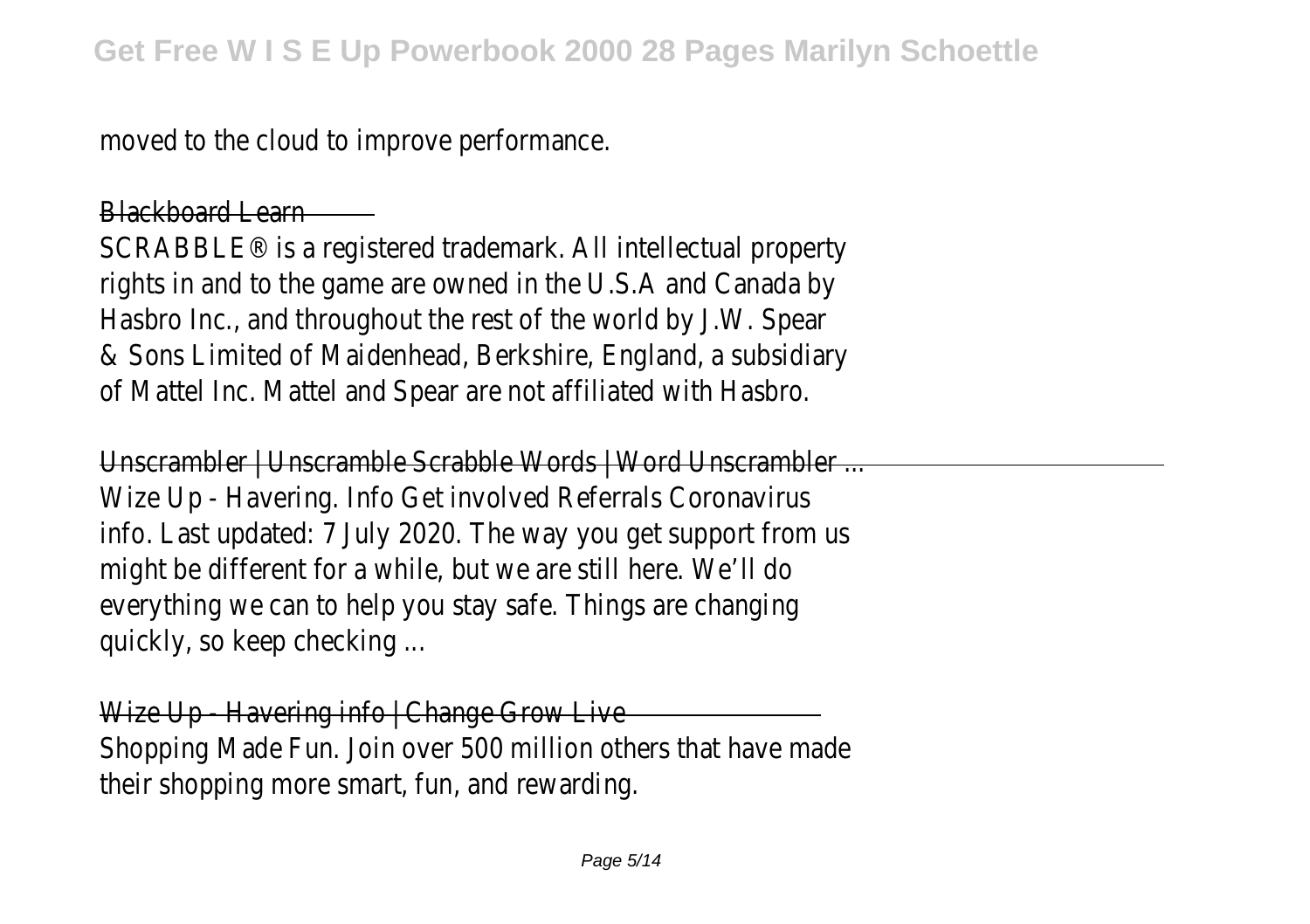moved to the cloud to improve performance.

Blackboard Learn

SCRABBLE® is a registered trademark. All intellectual property rights in and to the game are owned in the U.S.A and Canada by Hasbro Inc., and throughout the rest of the world by J.W. Spear & Sons Limited of Maidenhead, Berkshire, England, a subsidiary of Mattel Inc. Mattel and Spear are not affiliated with Hasbro.

Unscrambler | Unscramble Scrabble Words | Word Unscrambler ...

Wize Up - Havering. Info Get involved Referrals Coronavirus info. Last updated: 7 July 2020. The way you get support from us might be different for a while, but we are still here. We'll do everything we can to help you stay safe. Things are changing quickly, so keep checking ...

Wize Up - Havering info | Change Grow Live

Shopping Made Fun. Join over 500 million others that have made their shopping more smart, fun, and rewarding.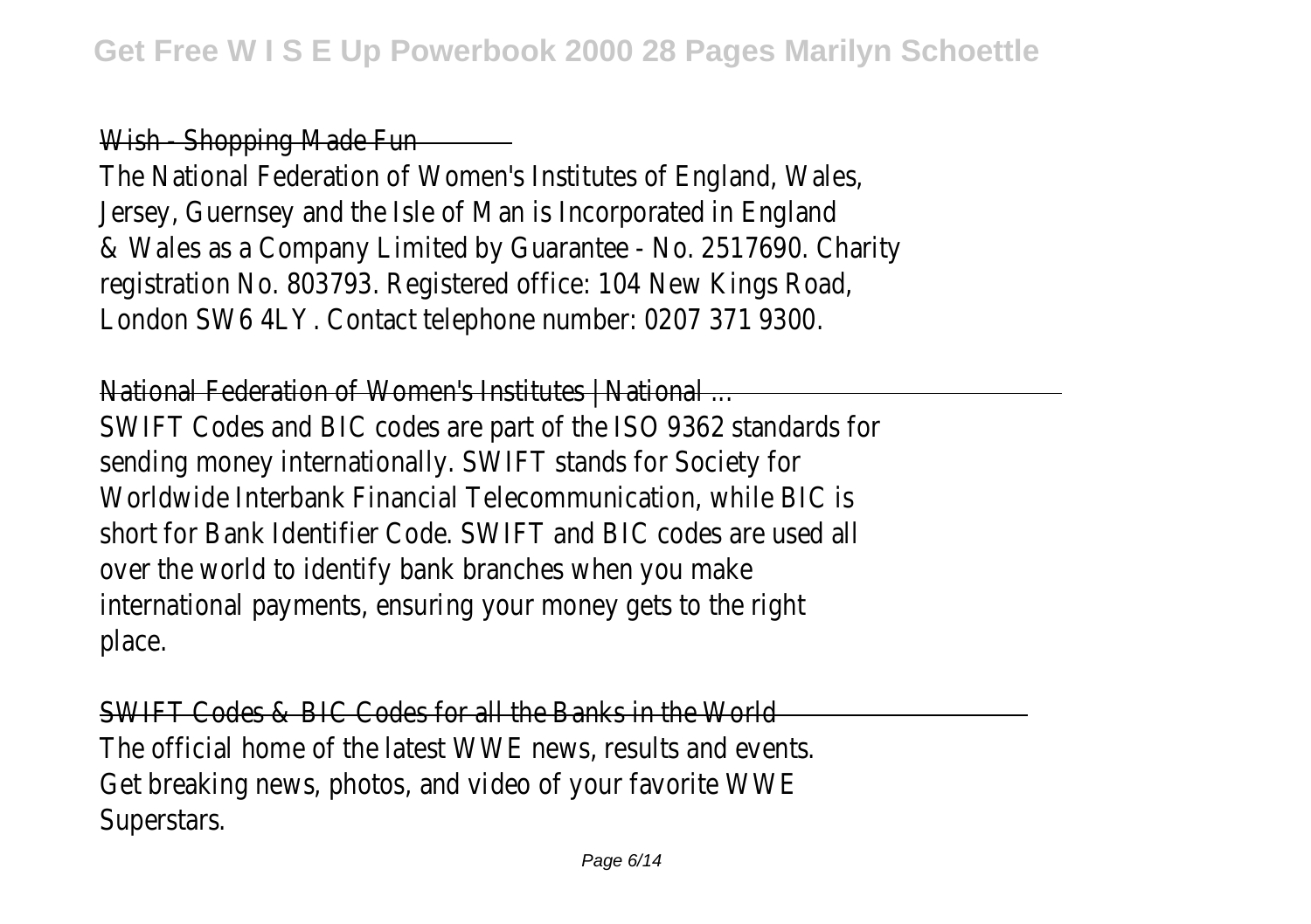Wish - Shopping Made Fun

The National Federation of Women's Institutes of England, Wales, Jersey, Guernsey and the Isle of Man is Incorporated in England & Wales as a Company Limited by Guarantee - No. 2517690. Charity registration No. 803793. Registered office: 104 New Kings Road, London SW6 4LY. Contact telephone number: 0207 371 9300.

National Federation of Women's Institutes | National ...

SWIFT Codes and BIC codes are part of the ISO 9362 standards for sending money internationally. SWIFT stands for Society for Worldwide Interbank Financial Telecommunication, while BIC is short for Bank Identifier Code. SWIFT and BIC codes are used all over the world to identify bank branches when you make international payments, ensuring your money gets to the right place.

SWIFT Codes & BIC Codes for all the Banks in the World

The official home of the latest WWE news, results and events. Get breaking news, photos, and video of your favorite WWE Superstars.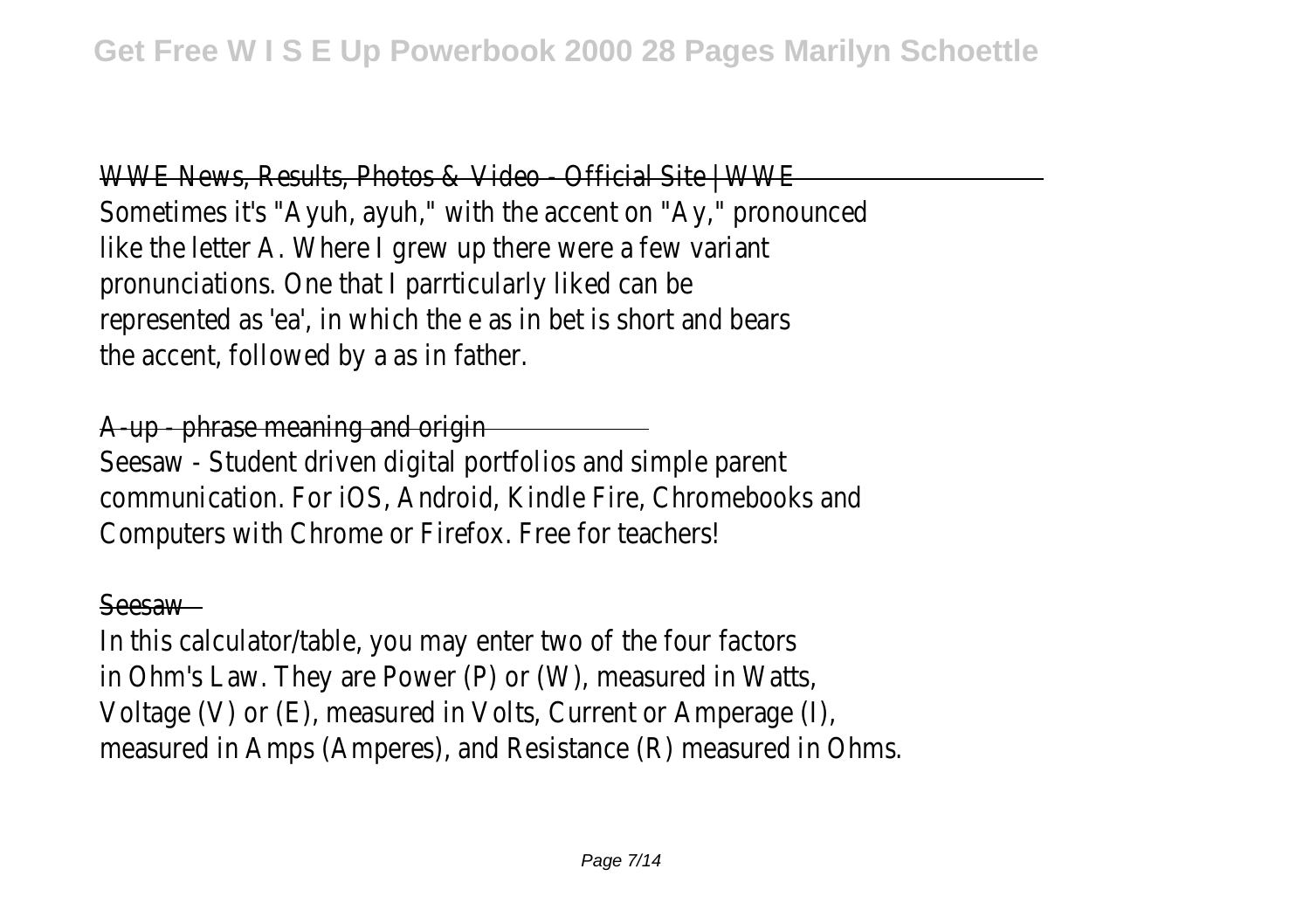## WWE News, Results, Photos & Video - Official Site | WWE

Sometimes it's "Ayuh, ayuh," with the accent on "Ay," pronounced like the letter A. Where I grew up there were a few variant pronunciations. One that I parrticularly liked can be represented as 'ea', in which the e as in bet is short and bears the accent, followed by a as in father.

## A-up - phrase meaning and origin

Seesaw - Student driven digital portfolios and simple parent communication. For iOS, Android, Kindle Fire, Chromebooks and Computers with Chrome or Firefox. Free for teachers!

## Seesaw

In this calculator/table, you may enter two of the four factors in Ohm's Law. They are Power (P) or (W), measured in Watts, Voltage (V) or (E), measured in Volts, Current or Amperage (I), measured in Amps (Amperes), and Resistance (R) measured in Ohms.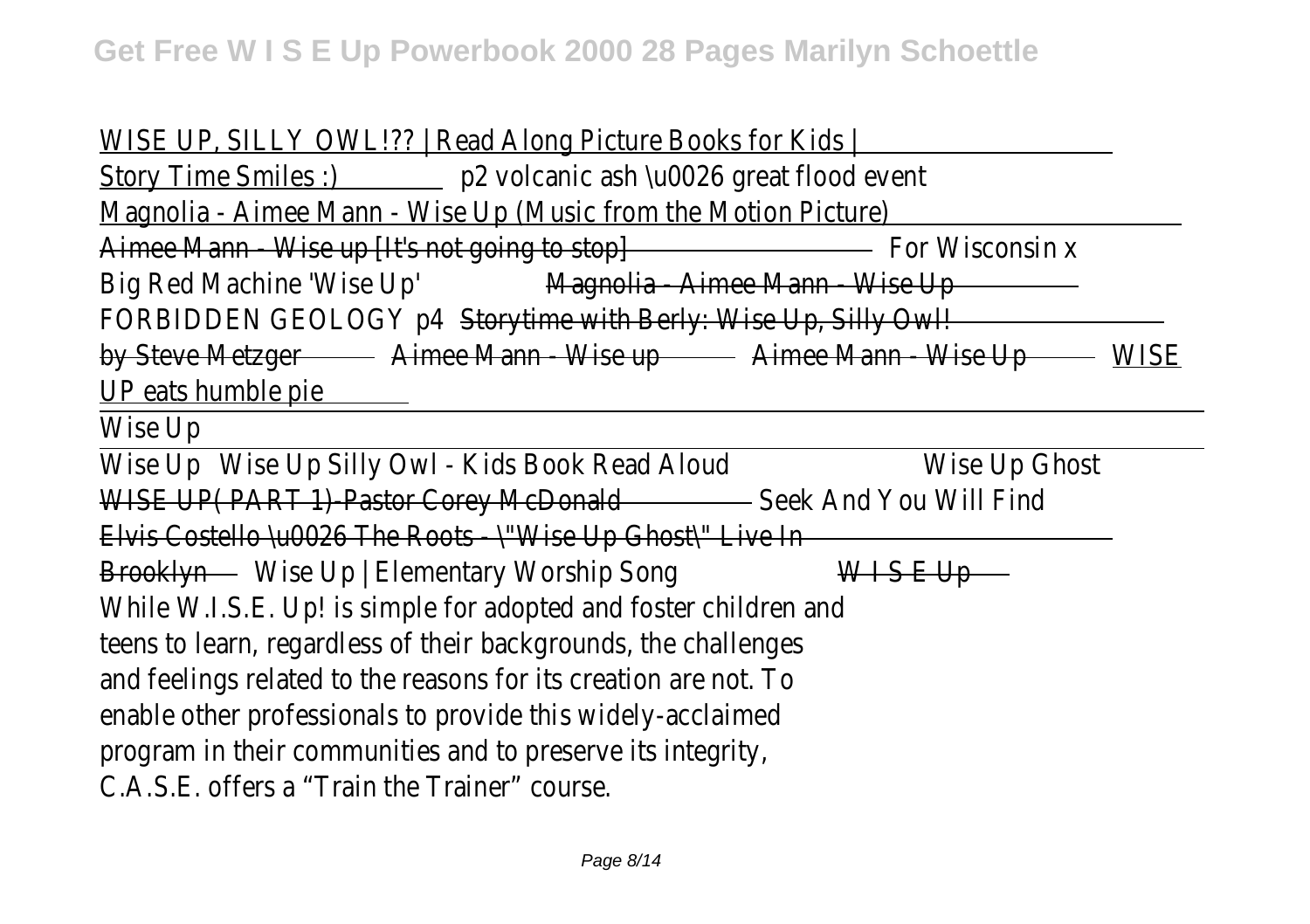WISE UP, SILLY OWL!?? | Read Along Picture Books for Kids | Story Time Smiles :) p2 volcanic ash \u0026 great flood event Magnolia - Aimee Mann - Wise Up (Music from the Motion Picture) Aimee Mann - Wise up [It's not going to stop] For Wisconsin x Big Red Machine 'Wise Up' Magnolia - Aimee Mann - Wise Up FORBIDDEN GEOLOGY p4 Storytime with Berly: Wise Up, Silly Owl! by Steve Metzger Aimee Mann - Wise up Aimee Mann - Wise Up WISE UP eats humble pie

Wise Up

Wise Up Wise Up Silly Owl - Kids Book Read Aloud Wise Up Ghost WISE UP( PART 1)-Pastor Corey McDonald Seek And You Will Find Elvis Costello \u0026 The Roots - \"Wise Up Ghost\" Live In Brooklyn Wise Up | Elementary Worship Song W I S E Up

While W.I.S.E. Up! is simple for adopted and foster children and teens to learn, regardless of their backgrounds, the challenges and feelings related to the reasons for its creation are not. To enable other professionals to provide this widely-acclaimed program in their communities and to preserve its integrity, C.A.S.E. offers a “Train the Trainer” course.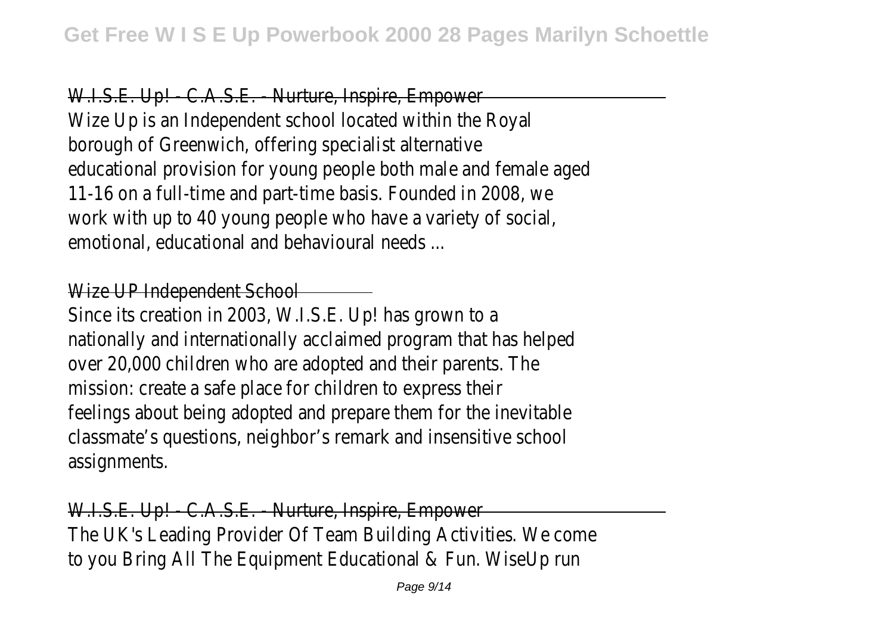W.I.S.E. Up! - C.A.S.E. - Nurture, Inspire, Empower

Wize Up is an Independent school located within the Royal borough of Greenwich, offering specialist alternative educational provision for young people both male and female aged 11-16 on a full-time and part-time basis. Founded in 2008, we work with up to 40 young people who have a variety of social, emotional, educational and behavioural needs ...

Wize UP Independent School

Since its creation in 2003, W.I.S.E. Up! has grown to a nationally and internationally acclaimed program that has helped over 20,000 children who are adopted and their parents. The mission: create a safe place for children to express their feelings about being adopted and prepare them for the inevitable classmate's questions, neighbor's remark and insensitive school assignments.

W.I.S.E. Up! - C.A.S.E. - Nurture, Inspire, Empower

The UK's Leading Provider Of Team Building Activities. We come to you Bring All The Equipment Educational & Fun. WiseUp run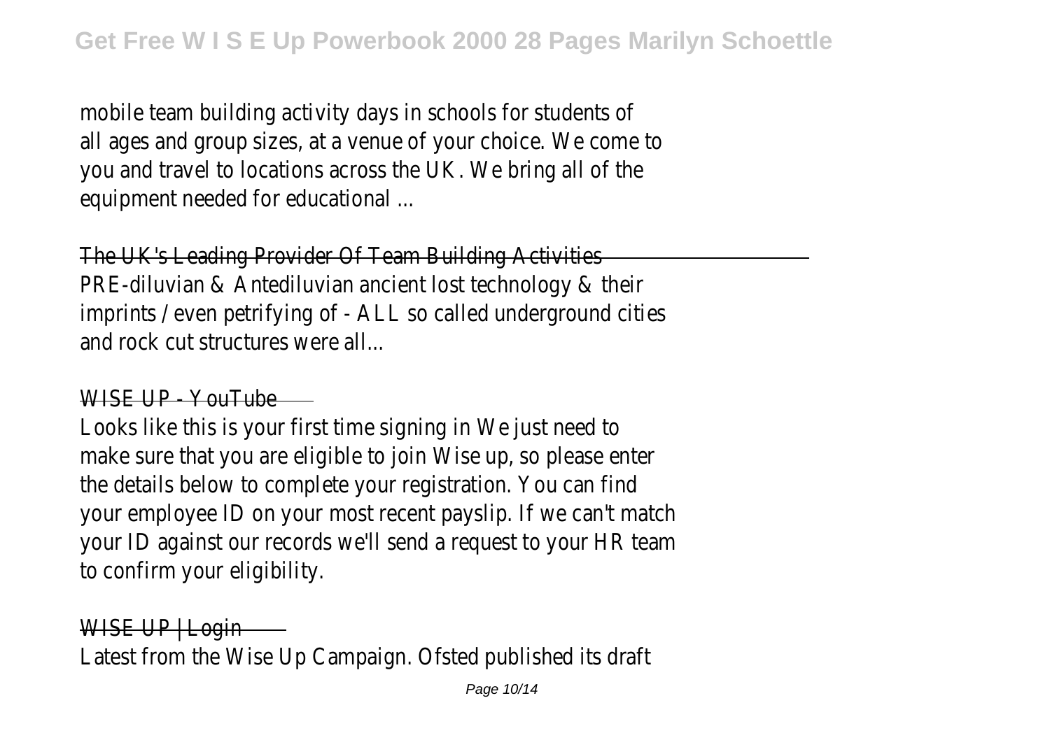mobile team building activity days in schools for students of all ages and group sizes, at a venue of your choice. We come to you and travel to locations across the UK. We bring all of the equipment needed for educational ...

The UK's Leading Provider Of Team Building Activities

PRE-diluvian & Antediluvian ancient lost technology & their imprints / even petrifying of - ALL so called underground cities and rock cut structures were all...

WISE UP - YouTube

Looks like this is your first time signing in We just need to make sure that you are eligible to join Wise up, so please enter the details below to complete your registration. You can find your employee ID on your most recent payslip. If we can't match your ID against our records we'll send a request to your HR team to confirm your eligibility.

WISE UP | Login

Latest from the Wise Up Campaign. Ofsted published its draft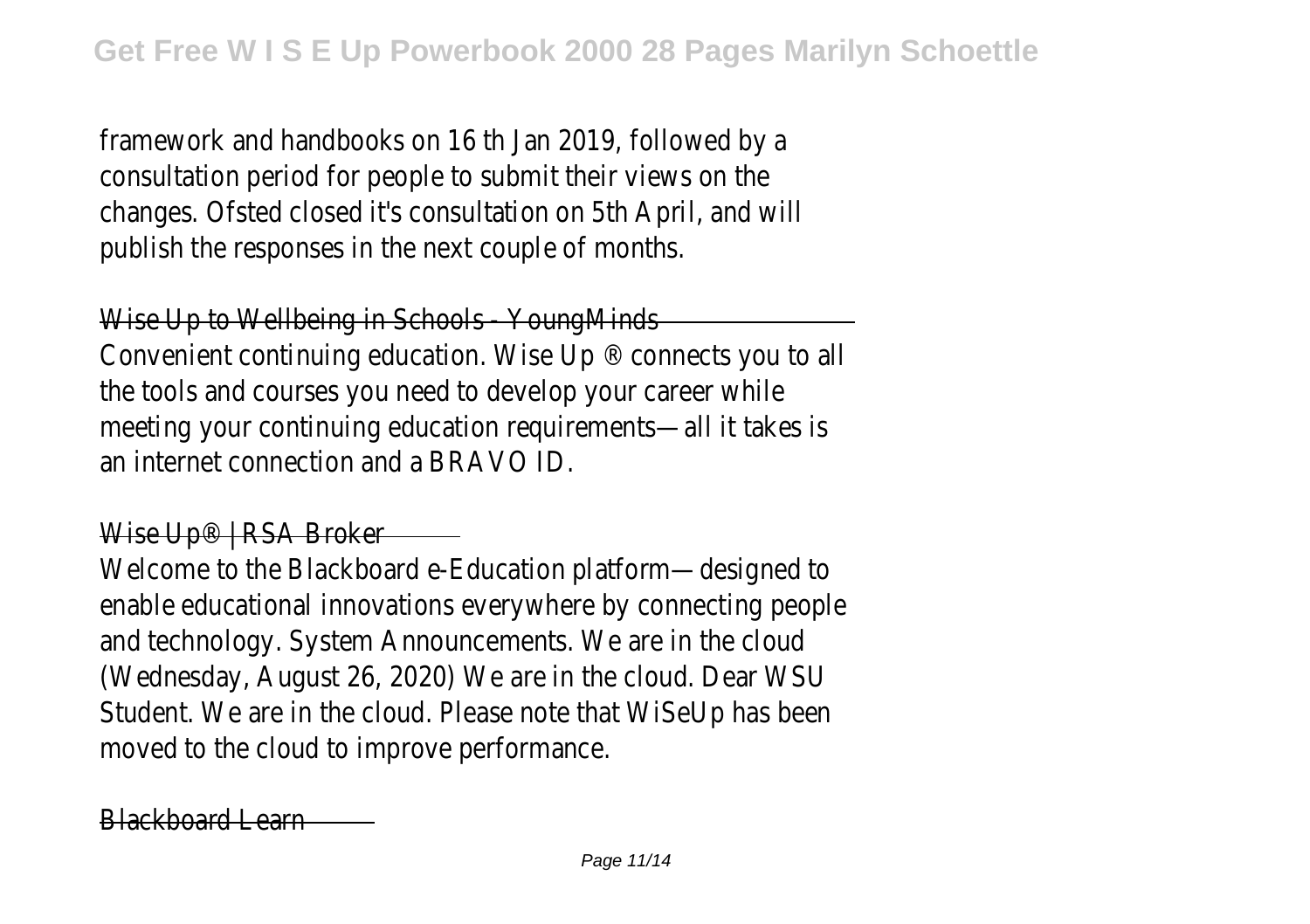framework and handbooks on 16 th Jan 2019, followed by a consultation period for people to submit their views on the changes. Ofsted closed it's consultation on 5th April, and will publish the responses in the next couple of months.

Wise Up to Wellbeing in Schools - YoungMinds

Convenient continuing education. Wise Up ® connects you to all the tools and courses you need to develop your career while meeting your continuing education requirements—all it takes is an internet connection and a BRAVO ID.

Wise Up® | RSA Broker

Welcome to the Blackboard e-Education platform—designed to enable educational innovations everywhere by connecting people and technology. System Announcements. We are in the cloud (Wednesday, August 26, 2020) We are in the cloud. Dear WSU Student. We are in the cloud. Please note that WiSeUp has been moved to the cloud to improve performance.

Blackboard Learn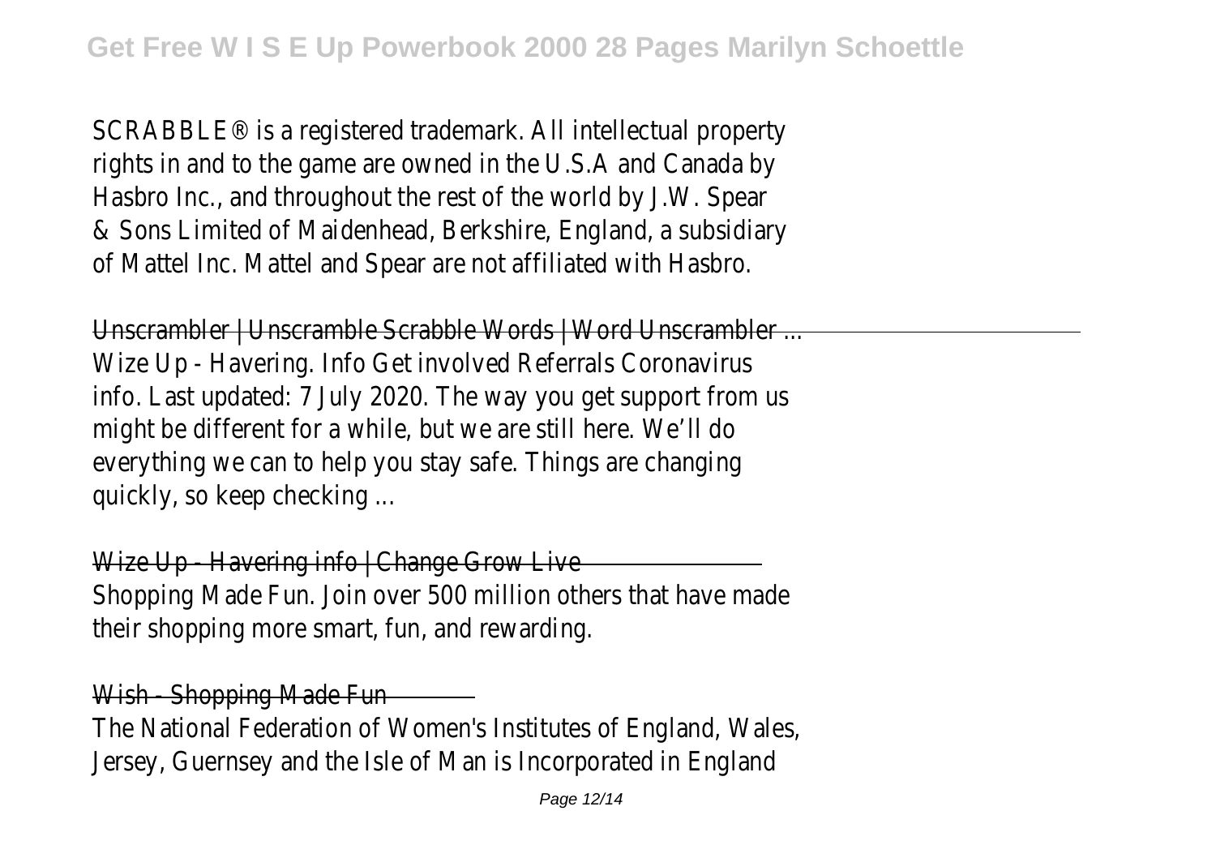SCRABBLE® is a registered trademark. All intellectual property rights in and to the game are owned in the U.S.A and Canada by Hasbro Inc., and throughout the rest of the world by J.W. Spear & Sons Limited of Maidenhead, Berkshire, England, a subsidiary of Mattel Inc. Mattel and Spear are not affiliated with Hasbro.

Unscrambler | Unscramble Scrabble Words | Word Unscrambler ...

Wize Up - Havering. Info Get involved Referrals Coronavirus info. Last updated: 7 July 2020. The way you get support from us might be different for a while, but we are still here. We'll do everything we can to help you stay safe. Things are changing quickly, so keep checking ...

Wize Up - Havering info | Change Grow Live

Shopping Made Fun. Join over 500 million others that have made their shopping more smart, fun, and rewarding.

Wish - Shopping Made Fun

The National Federation of Women's Institutes of England, Wales, Jersey, Guernsey and the Isle of Man is Incorporated in England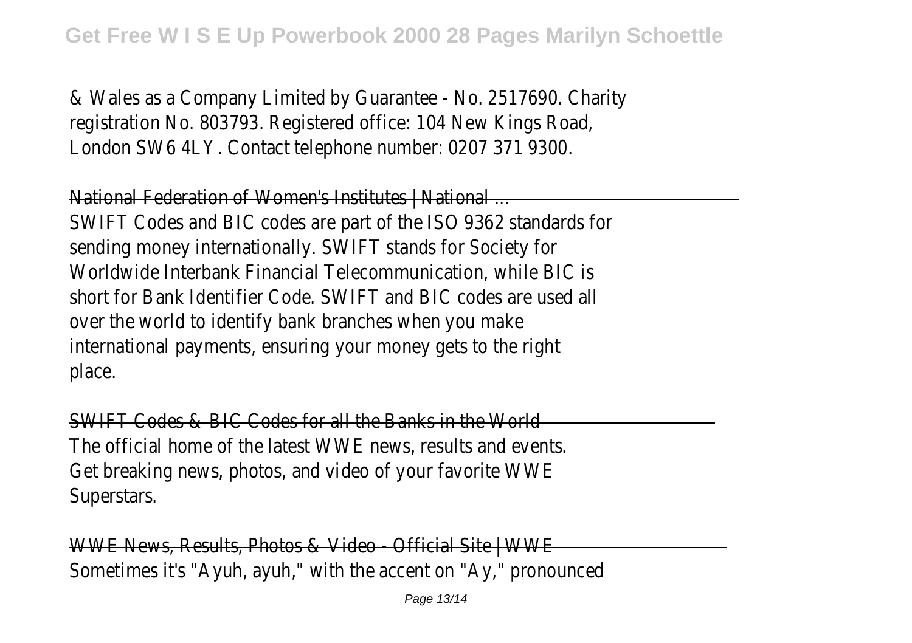& Wales as a Company Limited by Guarantee - No. 2517690. Charity registration No. 803793. Registered office: 104 New Kings Road, London SW6 4LY. Contact telephone number: 0207 371 9300.

National Federation of Women's Institutes | National ...

SWIFT Codes and BIC codes are part of the ISO 9362 standards for sending money internationally. SWIFT stands for Society for Worldwide Interbank Financial Telecommunication, while BIC is short for Bank Identifier Code. SWIFT and BIC codes are used all over the world to identify bank branches when you make international payments, ensuring your money gets to the right place.

SWIFT Codes & BIC Codes for all the Banks in the World

The official home of the latest WWE news, results and events. Get breaking news, photos, and video of your favorite WWE Superstars.

WWE News, Results, Photos & Video - Official Site | WWE

Sometimes it's "Ayuh, ayuh," with the accent on "Ay," pronounced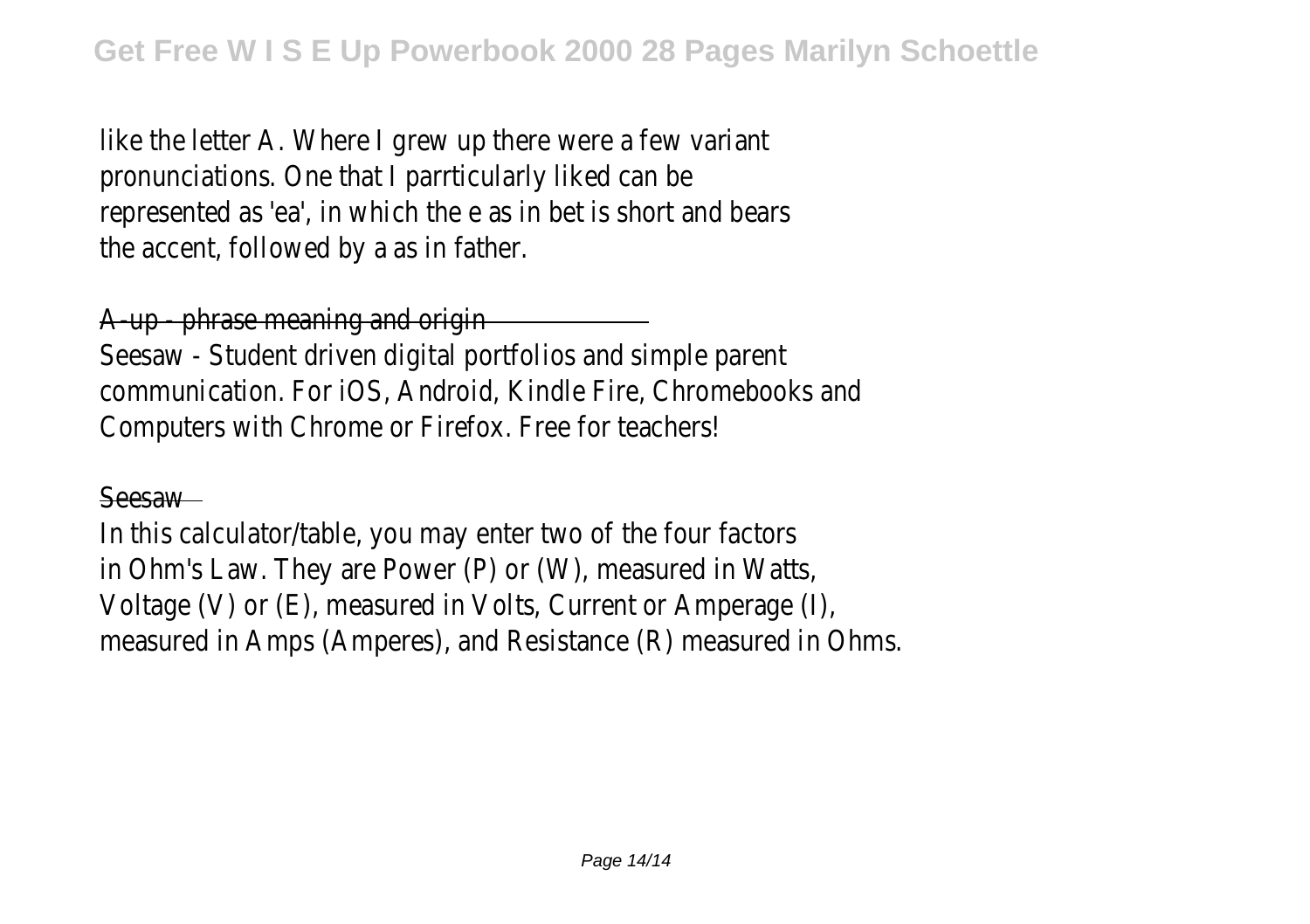like the letter A. Where I grew up there were a few variant pronunciations. One that I parrticularly liked can be represented as 'ea', in which the e as in bet is short and bears the accent, followed by a as in father.

## A-up - phrase meaning and origin

Seesaw - Student driven digital portfolios and simple parent communication. For iOS, Android, Kindle Fire, Chromebooks and Computers with Chrome or Firefox. Free for teachers!

## Seesaw

In this calculator/table, you may enter two of the four factors in Ohm's Law. They are Power (P) or (W), measured in Watts, Voltage (V) or (E), measured in Volts, Current or Amperage (I), measured in Amps (Amperes), and Resistance (R) measured in Ohms.